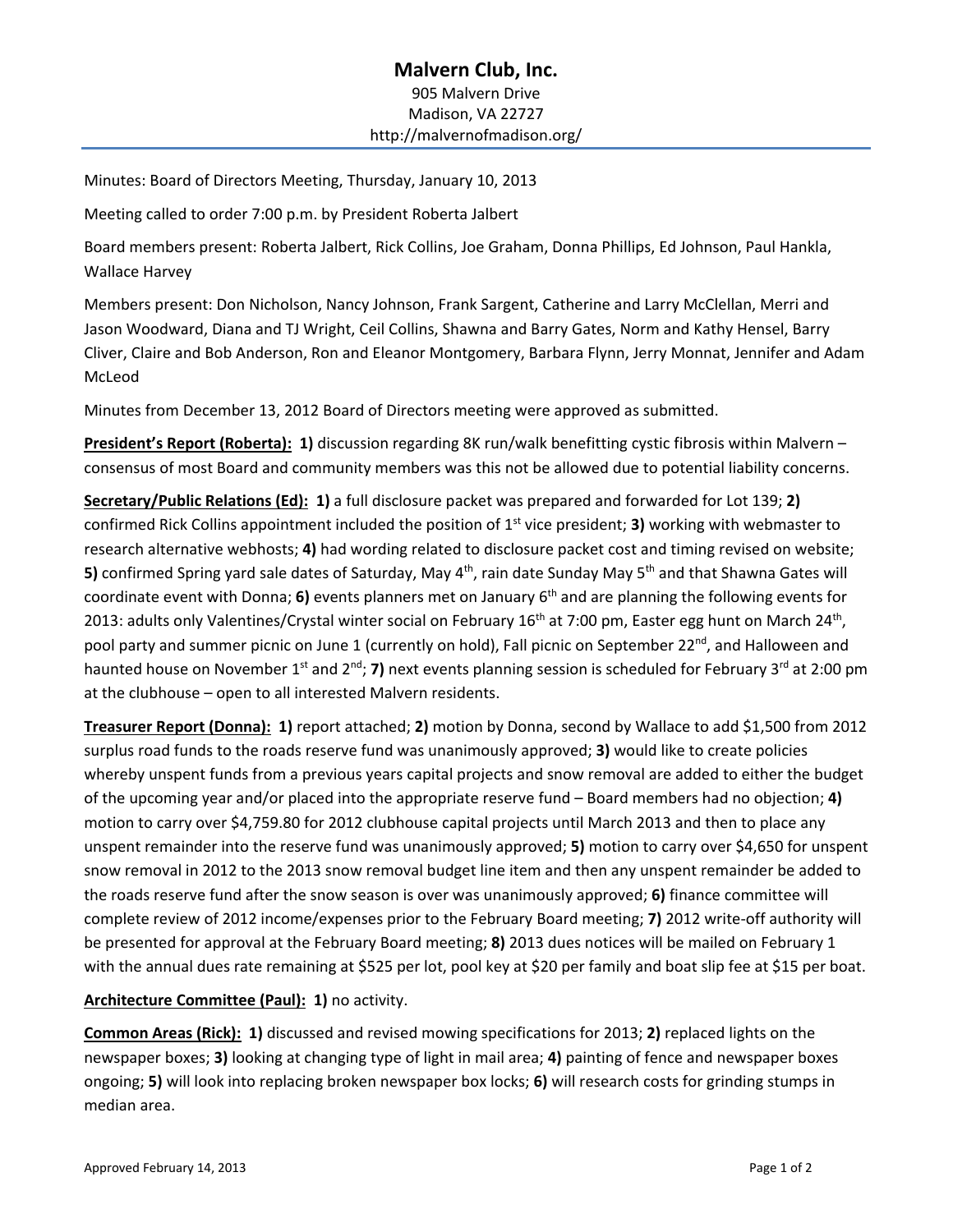# Malvern Club, Inc.

905 Malvern Drive
Madison, VA 22727
http://malvernofmadison.org/

Minutes: Board of Directors Meeting, Thursday, January 10, 2013

Meeting called to order 7:00 p.m. by President Roberta Jalbert

Board members present: Roberta Jalbert, Rick Collins, Joe Graham, Donna Phillips, Ed Johnson, Paul Hankla, Wallace Harvey

Members present: Don Nicholson, Nancy Johnson, Frank Sargent, Catherine and Larry McClellan, Merri and Jason Woodward, Diana and TJ Wright, Ceil Collins, Shawna and Barry Gates, Norm and Kathy Hensel, Barry Cliver, Claire and Bob Anderson, Ron and Eleanor Montgomery, Barbara Flynn, Jerry Monnat, Jennifer and Adam McLeod

Minutes from December 13, 2012 Board of Directors meeting were approved as submitted.

**President's Report (Roberta):** **1)** discussion regarding 8K run/walk benefitting cystic fibrosis within Malvern – consensus of most Board and community members was this not be allowed due to potential liability concerns.

**Secretary/Public Relations (Ed):** **1)** a full disclosure packet was prepared and forwarded for Lot 139; **2)** confirmed Rick Collins appointment included the position of 1st vice president; **3)** working with webmaster to research alternative webhosts; **4)** had wording related to disclosure packet cost and timing revised on website; **5)** confirmed Spring yard sale dates of Saturday, May 4th, rain date Sunday May 5th and that Shawna Gates will coordinate event with Donna; **6)** events planners met on January 6th and are planning the following events for 2013: adults only Valentines/Crystal winter social on February 16th at 7:00 pm, Easter egg hunt on March 24th, pool party and summer picnic on June 1 (currently on hold), Fall picnic on September 22nd, and Halloween and haunted house on November 1st and 2nd; **7)** next events planning session is scheduled for February 3rd at 2:00 pm at the clubhouse – open to all interested Malvern residents.

**Treasurer Report (Donna):** **1)** report attached; **2)** motion by Donna, second by Wallace to add $1,500 from 2012 surplus road funds to the roads reserve fund was unanimously approved; **3)** would like to create policies whereby unspent funds from a previous years capital projects and snow removal are added to either the budget of the upcoming year and/or placed into the appropriate reserve fund – Board members had no objection; **4)** motion to carry over $4,759.80 for 2012 clubhouse capital projects until March 2013 and then to place any unspent remainder into the reserve fund was unanimously approved; **5)** motion to carry over $4,650 for unspent snow removal in 2012 to the 2013 snow removal budget line item and then any unspent remainder be added to the roads reserve fund after the snow season is over was unanimously approved; **6)** finance committee will complete review of 2012 income/expenses prior to the February Board meeting; **7)** 2012 write-off authority will be presented for approval at the February Board meeting; **8)** 2013 dues notices will be mailed on February 1 with the annual dues rate remaining at $525 per lot, pool key at $20 per family and boat slip fee at $15 per boat.

**Architecture Committee (Paul):** **1)** no activity.

**Common Areas (Rick):** **1)** discussed and revised mowing specifications for 2013; **2)** replaced lights on the newspaper boxes; **3)** looking at changing type of light in mail area; **4)** painting of fence and newspaper boxes ongoing; **5)** will look into replacing broken newspaper box locks; **6)** will research costs for grinding stumps in median area.

Approved February 14, 2013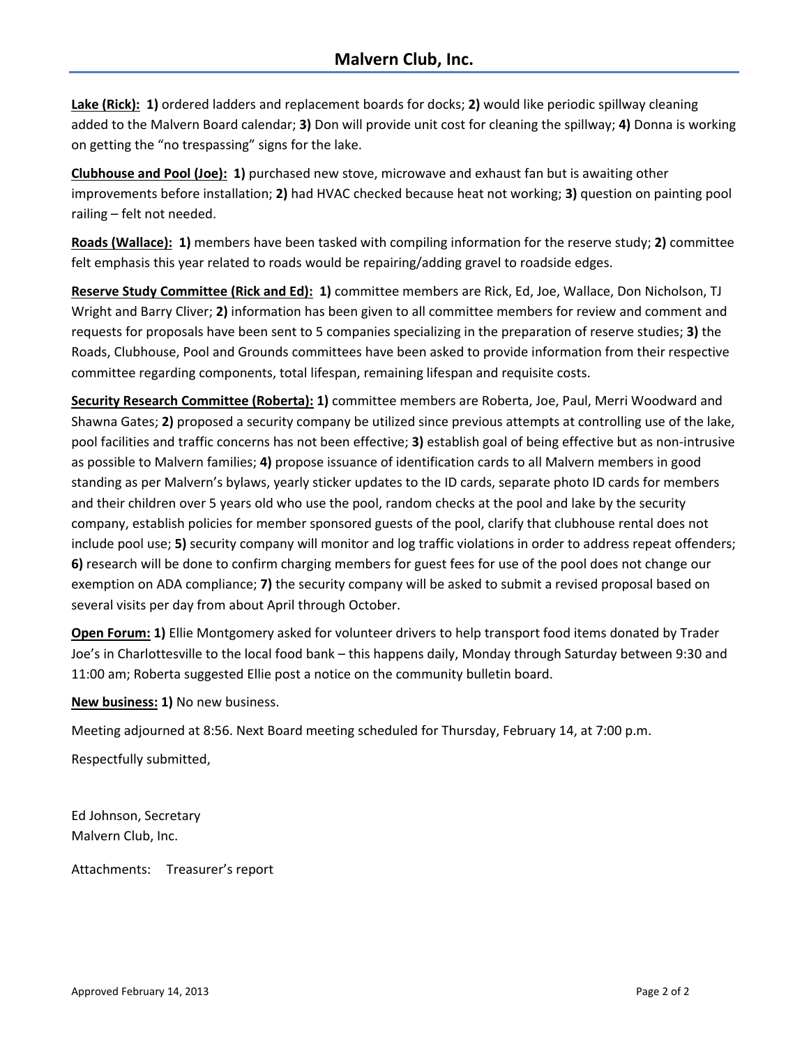**Lake (Rick):** **1)** ordered ladders and replacement boards for docks; **2)** would like periodic spillway cleaning added to the Malvern Board calendar; **3)** Don will provide unit cost for cleaning the spillway; **4)** Donna is working on getting the "no trespassing" signs for the lake.

**Clubhouse and Pool (Joe):** **1)** purchased new stove, microwave and exhaust fan but is awaiting other improvements before installation; **2)** had HVAC checked because heat not working; **3)** question on painting pool railing – felt not needed.

**Roads (Wallace):** **1)** members have been tasked with compiling information for the reserve study; **2)** committee felt emphasis this year related to roads would be repairing/adding gravel to roadside edges.

**Reserve Study Committee (Rick and Ed):** **1)** committee members are Rick, Ed, Joe, Wallace, Don Nicholson, TJ Wright and Barry Cliver; **2)** information has been given to all committee members for review and comment and requests for proposals have been sent to 5 companies specializing in the preparation of reserve studies; **3)** the Roads, Clubhouse, Pool and Grounds committees have been asked to provide information from their respective committee regarding components, total lifespan, remaining lifespan and requisite costs.

**Security Research Committee (Roberta):** **1)** committee members are Roberta, Joe, Paul, Merri Woodward and Shawna Gates; **2)** proposed a security company be utilized since previous attempts at controlling use of the lake, pool facilities and traffic concerns has not been effective; **3)** establish goal of being effective but as non-intrusive as possible to Malvern families; **4)** propose issuance of identification cards to all Malvern members in good standing as per Malvern's bylaws, yearly sticker updates to the ID cards, separate photo ID cards for members and their children over 5 years old who use the pool, random checks at the pool and lake by the security company, establish policies for member sponsored guests of the pool, clarify that clubhouse rental does not include pool use; **5)** security company will monitor and log traffic violations in order to address repeat offenders; **6)** research will be done to confirm charging members for guest fees for use of the pool does not change our exemption on ADA compliance; **7)** the security company will be asked to submit a revised proposal based on several visits per day from about April through October.

**Open Forum:** **1)** Ellie Montgomery asked for volunteer drivers to help transport food items donated by Trader Joe's in Charlottesville to the local food bank – this happens daily, Monday through Saturday between 9:30 and 11:00 am; Roberta suggested Ellie post a notice on the community bulletin board.

**New business:** **1)** No new business.

Meeting adjourned at 8:56. Next Board meeting scheduled for Thursday, February 14, at 7:00 p.m.

Respectfully submitted,

Ed Johnson, Secretary
Malvern Club, Inc.

Attachments: Treasurer's report

Approved February 14, 2013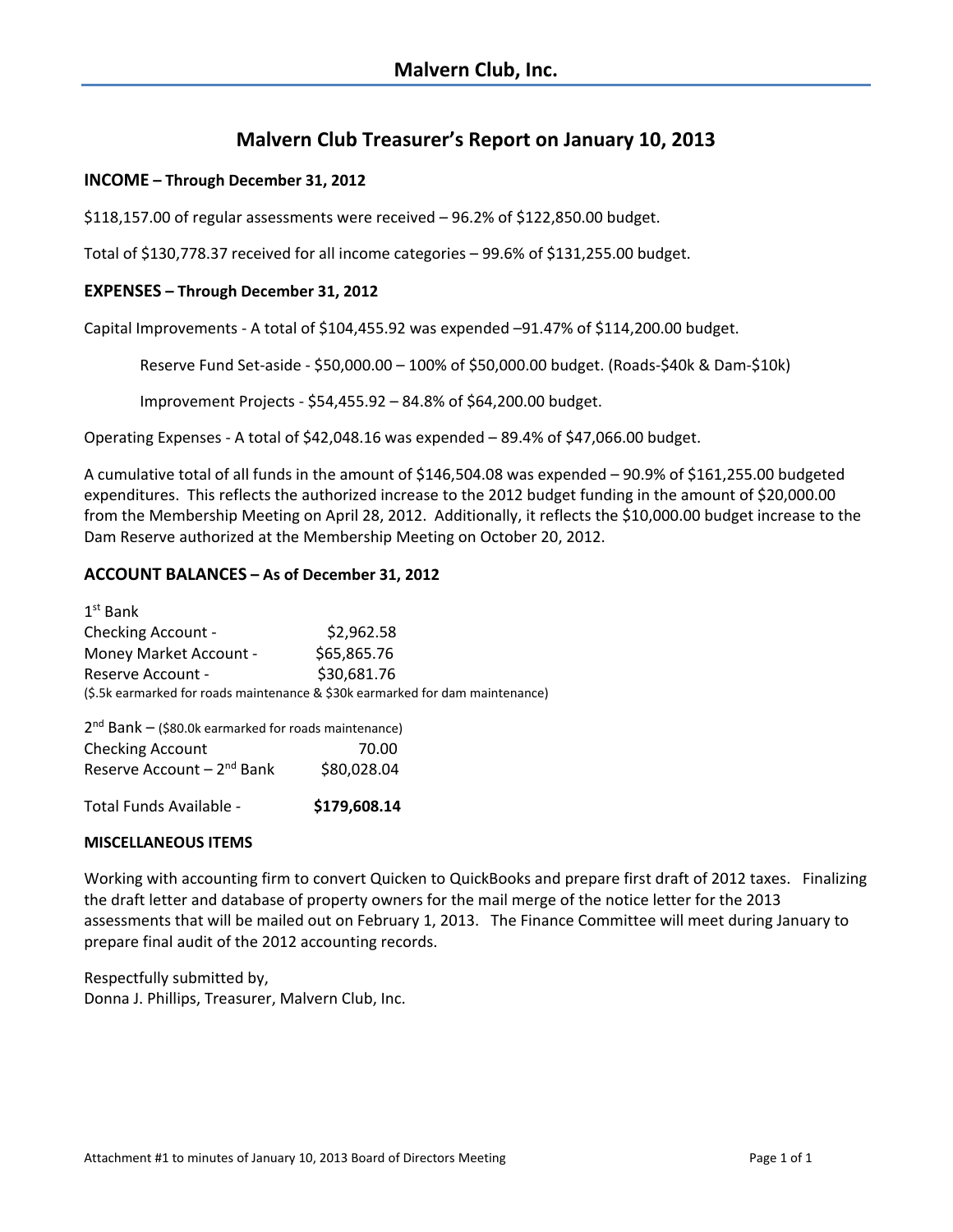# Malvern Club, Inc.

## Malvern Club Treasurer's Report on January 10, 2013

### INCOME – Through December 31, 2012

$118,157.00 of regular assessments were received – 96.2% of $122,850.00 budget.

Total of $130,778.37 received for all income categories – 99.6% of $131,255.00 budget.

### EXPENSES – Through December 31, 2012

Capital Improvements - A total of $104,455.92 was expended –91.47% of $114,200.00 budget.

> Reserve Fund Set-aside - $50,000.00 – 100% of $50,000.00 budget. (Roads-$40k & Dam-$10k)
>
> Improvement Projects - $54,455.92 – 84.8% of $64,200.00 budget.

Operating Expenses - A total of $42,048.16 was expended – 89.4% of $47,066.00 budget.

A cumulative total of all funds in the amount of $146,504.08 was expended – 90.9% of $161,255.00 budgeted expenditures. This reflects the authorized increase to the 2012 budget funding in the amount of $20,000.00 from the Membership Meeting on April 28, 2012. Additionally, it reflects the $10,000.00 budget increase to the Dam Reserve authorized at the Membership Meeting on October 20, 2012.

### ACCOUNT BALANCES – As of December 31, 2012

1st Bank

| | |
|---|---|
| Checking Account - | $2,962.58 |
| Money Market Account - | $65,865.76 |
| Reserve Account - | $30,681.76 |

($.5k earmarked for roads maintenance & $30k earmarked for dam maintenance)

2nd Bank – ($80.0k earmarked for roads maintenance)

| | |
|---|---|
| Checking Account | 70.00 |
| Reserve Account – 2nd Bank | $80,028.04 |

| | |
|---|---|
| Total Funds Available - | **$179,608.14** |

**MISCELLANEOUS ITEMS**

Working with accounting firm to convert Quicken to QuickBooks and prepare first draft of 2012 taxes. Finalizing the draft letter and database of property owners for the mail merge of the notice letter for the 2013 assessments that will be mailed out on February 1, 2013. The Finance Committee will meet during January to prepare final audit of the 2012 accounting records.

Respectfully submitted by,
Donna J. Phillips, Treasurer, Malvern Club, Inc.

Attachment #1 to minutes of January 10, 2013 Board of Directors Meeting